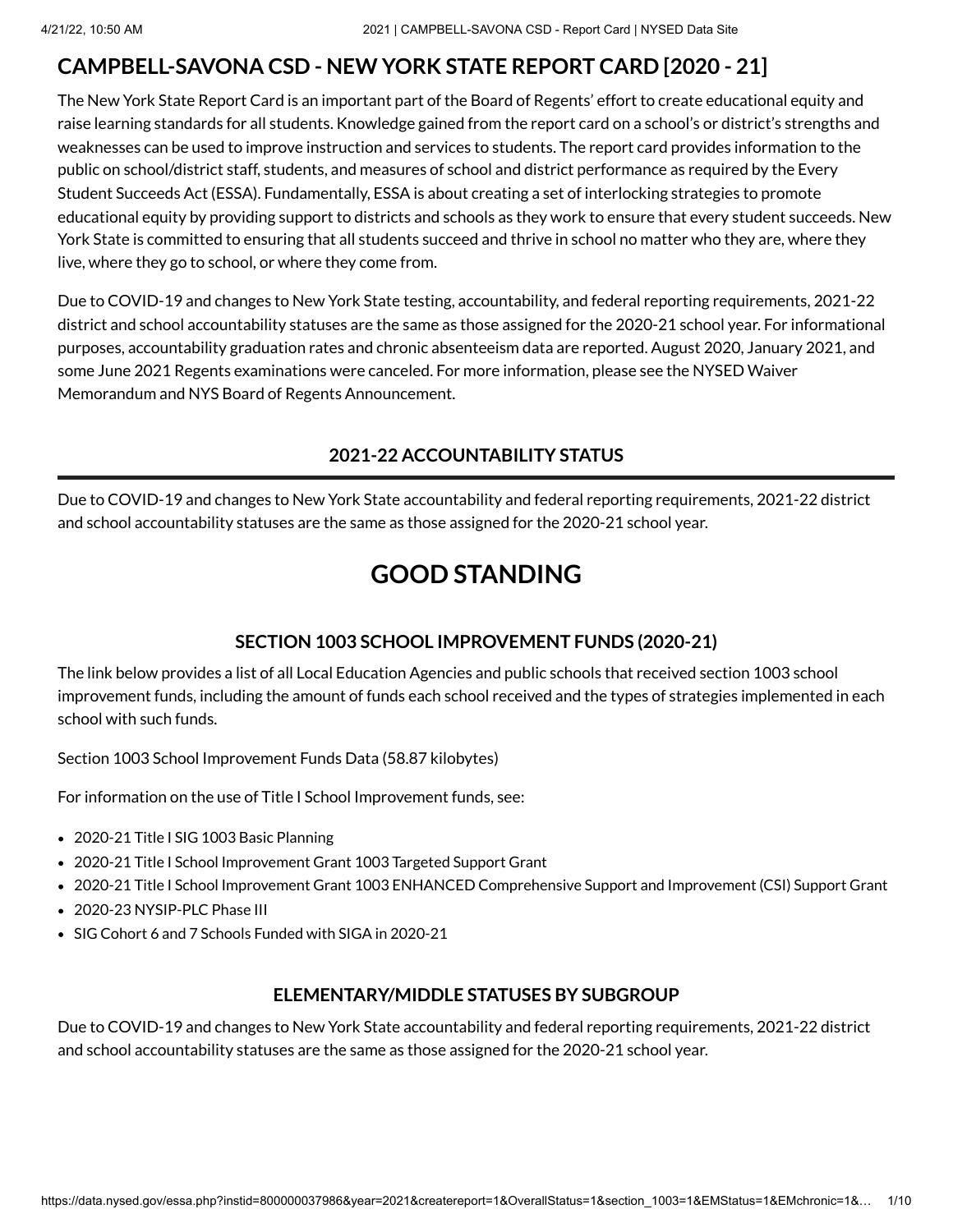# CAMPBELL-SAVONA CSD - NEW YORK STATE REPORT CARD [2020 - 21]

The New York State Report Card is an important part of the Board of Regents' effort to create educational equity and raise learning standards for all students. Knowledge gained from the report card on a school's or district's strengths and weaknesses can be used to improve instruction and services to students. The report card provides information to the public on school/district staff, students, and measures of school and district performance as required by the Every Student Succeeds Act (ESSA). Fundamentally, ESSA is about creating a set of interlocking strategies to promote educational equity by providing support to districts and schools as they work to ensure that every student succeeds. New York State is committed to ensuring that all students succeed and thrive in school no matter who they are, where they live, where they go to school, or where they come from.

Due to COVID-19 and changes to New York State testing, accountability, and federal reporting requirements, 2021-22 district and school accountability statuses are the same as those assigned for the 2020-21 school year. For informational purposes, accountability graduation rates and chronic absenteeism data are reported. August 2020, January 2021, and some June 2021 Regents examinations were canceled. For more information, please see the NYSED Waiver Memorandum and NYS Board of Regents Announcement.

### 2021-22 ACCOUNTABILITY STATUS

Due to COVID-19 and changes to New York State accountability and federal reporting requirements, 2021-22 district and school accountability statuses are the same as those assigned for the 2020-21 school year.

## GOOD STANDING

### SECTION 1003 SCHOOL IMPROVEMENT FUNDS (2020-21)

The link below provides a list of all Local Education Agencies and public schools that received section 1003 school improvement funds, including the amount of funds each school received and the types of strategies implemented in each school with such funds.

Section 1003 School Improvement Funds Data (58.87 kilobytes)

For information on the use of Title I School Improvement funds, see:

- 2020-21 Title I SIG 1003 Basic Planning
- 2020-21 Title I School Improvement Grant 1003 Targeted Support Grant
- 2020-21 Title I School Improvement Grant 1003 ENHANCED Comprehensive Support and Improvement (CSI) Support Grant
- 2020-23 NYSIP-PLC Phase III
- SIG Cohort 6 and 7 Schools Funded with SIGA in 2020-21

### ELEMENTARY/MIDDLE STATUSES BY SUBGROUP

Due to COVID-19 and changes to New York State accountability and federal reporting requirements, 2021-22 district and school accountability statuses are the same as those assigned for the 2020-21 school year.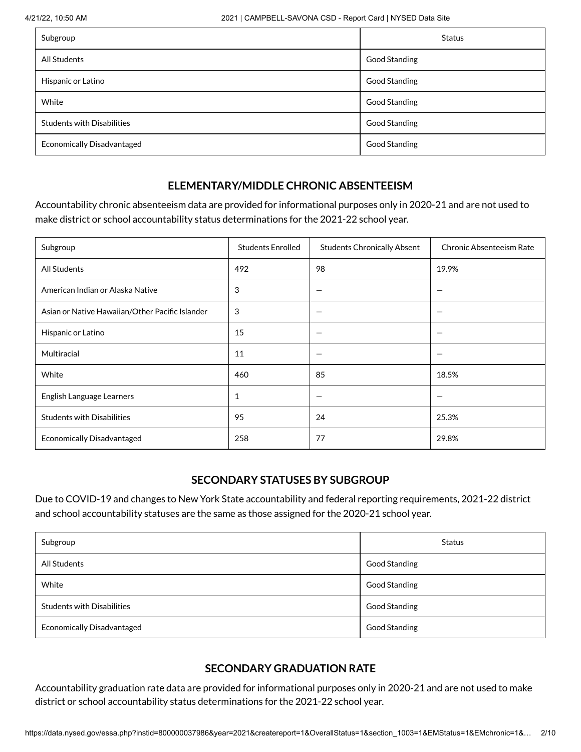| Subgroup | Status |
| --- | --- |
| All Students | Good Standing |
| Hispanic or Latino | Good Standing |
| White | Good Standing |
| Students with Disabilities | Good Standing |
| Economically Disadvantaged | Good Standing |

### ELEMENTARY/MIDDLE CHRONIC ABSENTEEISM

Accountability chronic absenteeism data are provided for informational purposes only in 2020-21 and are not used to make district or school accountability status determinations for the 2021-22 school year.

| Subgroup | Students Enrolled | Students Chronically Absent | Chronic Absenteeism Rate |
| --- | --- | --- | --- |
| All Students | 492 | 98 | 19.9% |
| American Indian or Alaska Native | 3 | — | — |
| Asian or Native Hawaiian/Other Pacific Islander | 3 | — | — |
| Hispanic or Latino | 15 | — | — |
| Multiracial | 11 | — | — |
| White | 460 | 85 | 18.5% |
| English Language Learners | 1 | — | — |
| Students with Disabilities | 95 | 24 | 25.3% |
| Economically Disadvantaged | 258 | 77 | 29.8% |

### SECONDARY STATUSES BY SUBGROUP

Due to COVID-19 and changes to New York State accountability and federal reporting requirements, 2021-22 district and school accountability statuses are the same as those assigned for the 2020-21 school year.

| Subgroup | Status |
| --- | --- |
| All Students | Good Standing |
| White | Good Standing |
| Students with Disabilities | Good Standing |
| Economically Disadvantaged | Good Standing |

### SECONDARY GRADUATION RATE

Accountability graduation rate data are provided for informational purposes only in 2020-21 and are not used to make district or school accountability status determinations for the 2021-22 school year.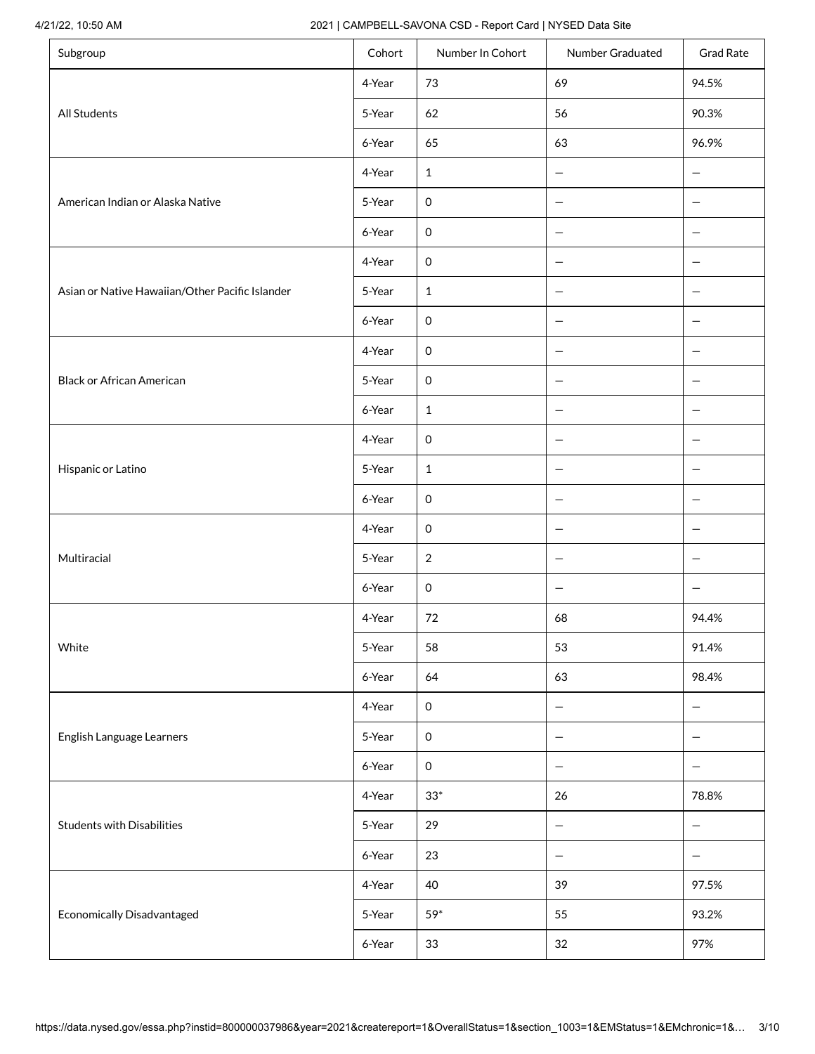| Subgroup | Cohort | Number In Cohort | Number Graduated | Grad Rate |
| --- | --- | --- | --- | --- |
| All Students | 4-Year | 73 | 69 | 94.5% |
| | 5-Year | 62 | 56 | 90.3% |
| | 6-Year | 65 | 63 | 96.9% |
| American Indian or Alaska Native | 4-Year | 1 | — | — |
| | 5-Year | 0 | — | — |
| | 6-Year | 0 | — | — |
| Asian or Native Hawaiian/Other Pacific Islander | 4-Year | 0 | — | — |
| | 5-Year | 1 | — | — |
| | 6-Year | 0 | — | — |
| Black or African American | 4-Year | 0 | — | — |
| | 5-Year | 0 | — | — |
| | 6-Year | 1 | — | — |
| Hispanic or Latino | 4-Year | 0 | — | — |
| | 5-Year | 1 | — | — |
| | 6-Year | 0 | — | — |
| Multiracial | 4-Year | 0 | — | — |
| | 5-Year | 2 | — | — |
| | 6-Year | 0 | — | — |
| White | 4-Year | 72 | 68 | 94.4% |
| | 5-Year | 58 | 53 | 91.4% |
| | 6-Year | 64 | 63 | 98.4% |
| English Language Learners | 4-Year | 0 | — | — |
| | 5-Year | 0 | — | — |
| | 6-Year | 0 | — | — |
| Students with Disabilities | 4-Year | 33* | 26 | 78.8% |
| | 5-Year | 29 | — | — |
| | 6-Year | 23 | — | — |
| Economically Disadvantaged | 4-Year | 40 | 39 | 97.5% |
| | 5-Year | 59* | 55 | 93.2% |
| | 6-Year | 33 | 32 | 97% |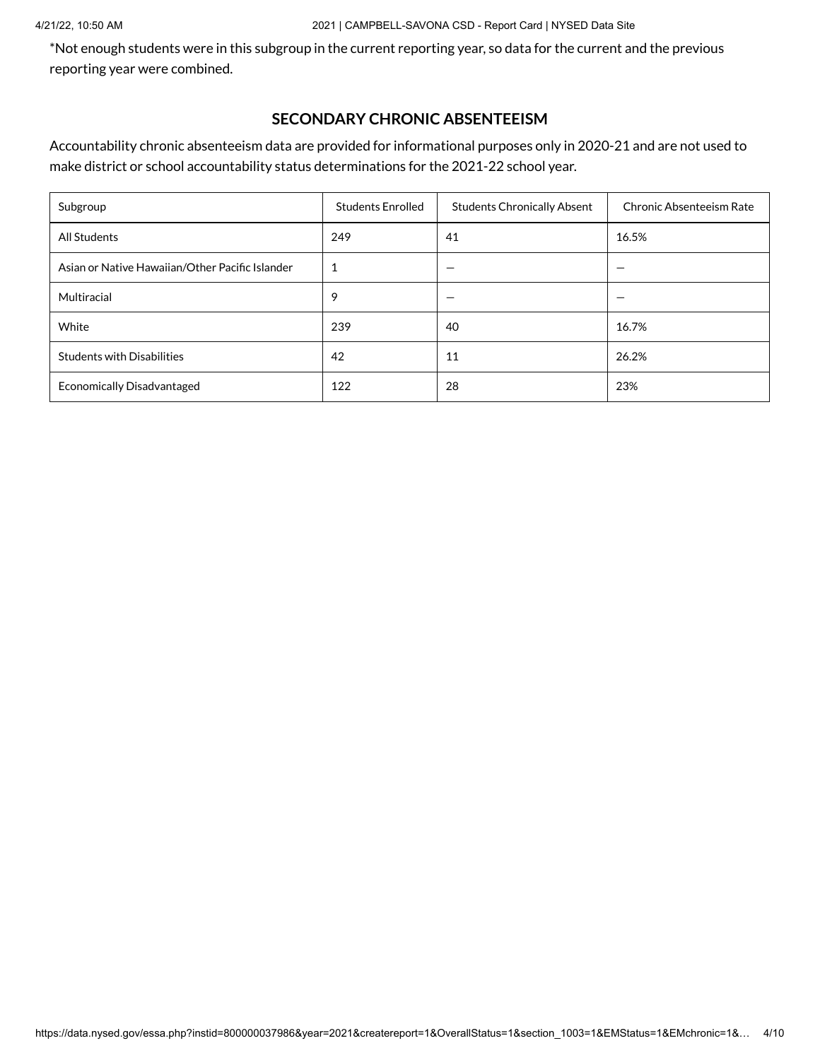*Not enough students were in this subgroup in the current reporting year, so data for the current and the previous reporting year were combined.

## SECONDARY CHRONIC ABSENTEEISM

Accountability chronic absenteeism data are provided for informational purposes only in 2020-21 and are not used to make district or school accountability status determinations for the 2021-22 school year.

| Subgroup | Students Enrolled | Students Chronically Absent | Chronic Absenteeism Rate |
|---|---|---|---|
| All Students | 249 | 41 | 16.5% |
| Asian or Native Hawaiian/Other Pacific Islander | 1 | — | — |
| Multiracial | 9 | — | — |
| White | 239 | 40 | 16.7% |
| Students with Disabilities | 42 | 11 | 26.2% |
| Economically Disadvantaged | 122 | 28 | 23% |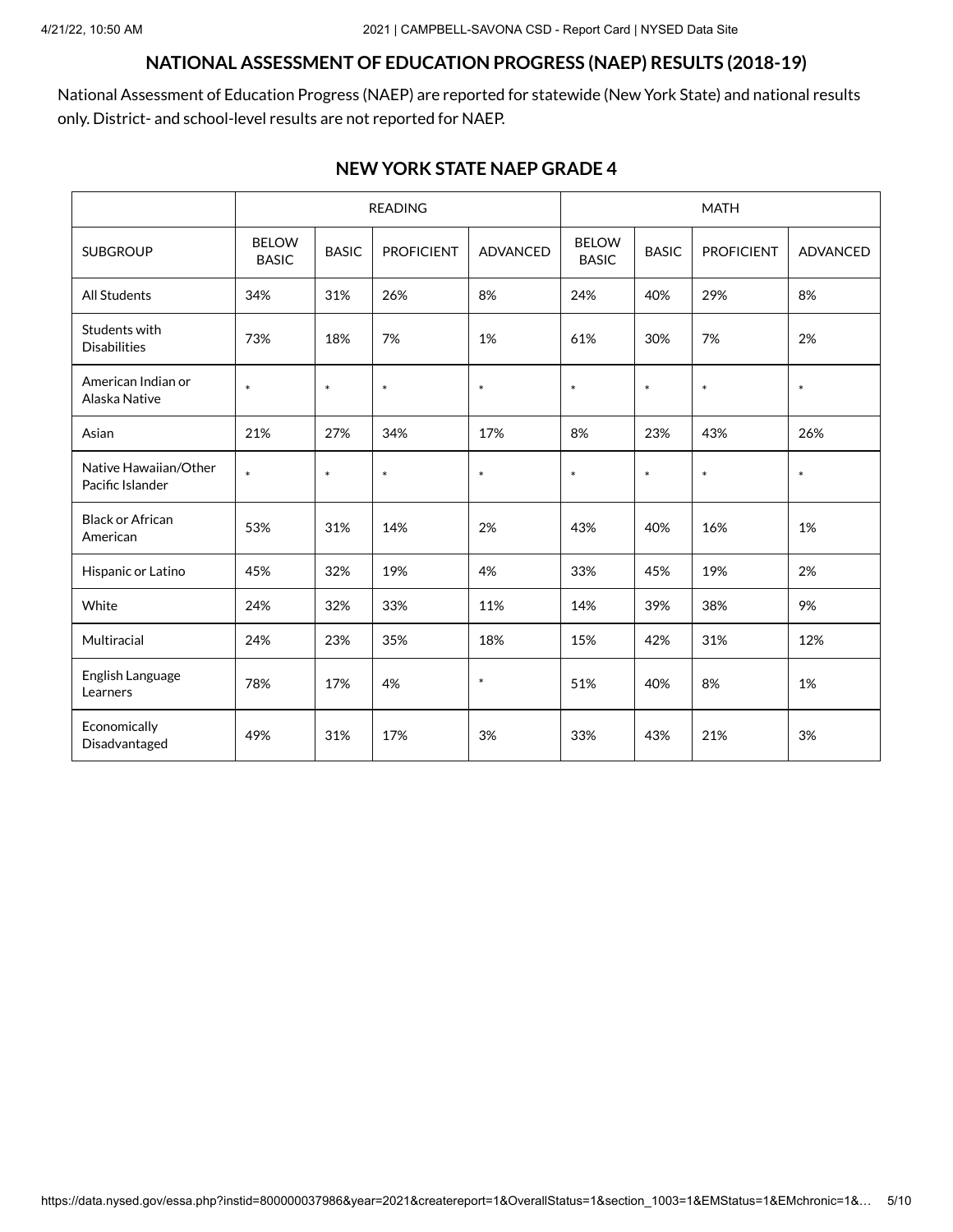## NATIONAL ASSESSMENT OF EDUCATION PROGRESS (NAEP) RESULTS (2018-19)

National Assessment of Education Progress (NAEP) are reported for statewide (New York State) and national results only. District- and school-level results are not reported for NAEP.

### NEW YORK STATE NAEP GRADE 4

| | READING | | | | MATH | | | |
|---|---|---|---|---|---|---|---|---|
| SUBGROUP | BELOW BASIC | BASIC | PROFICIENT | ADVANCED | BELOW BASIC | BASIC | PROFICIENT | ADVANCED |
| All Students | 34% | 31% | 26% | 8% | 24% | 40% | 29% | 8% |
| Students with Disabilities | 73% | 18% | 7% | 1% | 61% | 30% | 7% | 2% |
| American Indian or Alaska Native | * | * | * | * | * | * | * | * |
| Asian | 21% | 27% | 34% | 17% | 8% | 23% | 43% | 26% |
| Native Hawaiian/Other Pacific Islander | * | * | * | * | * | * | * | * |
| Black or African American | 53% | 31% | 14% | 2% | 43% | 40% | 16% | 1% |
| Hispanic or Latino | 45% | 32% | 19% | 4% | 33% | 45% | 19% | 2% |
| White | 24% | 32% | 33% | 11% | 14% | 39% | 38% | 9% |
| Multiracial | 24% | 23% | 35% | 18% | 15% | 42% | 31% | 12% |
| English Language Learners | 78% | 17% | 4% | * | 51% | 40% | 8% | 1% |
| Economically Disadvantaged | 49% | 31% | 17% | 3% | 33% | 43% | 21% | 3% |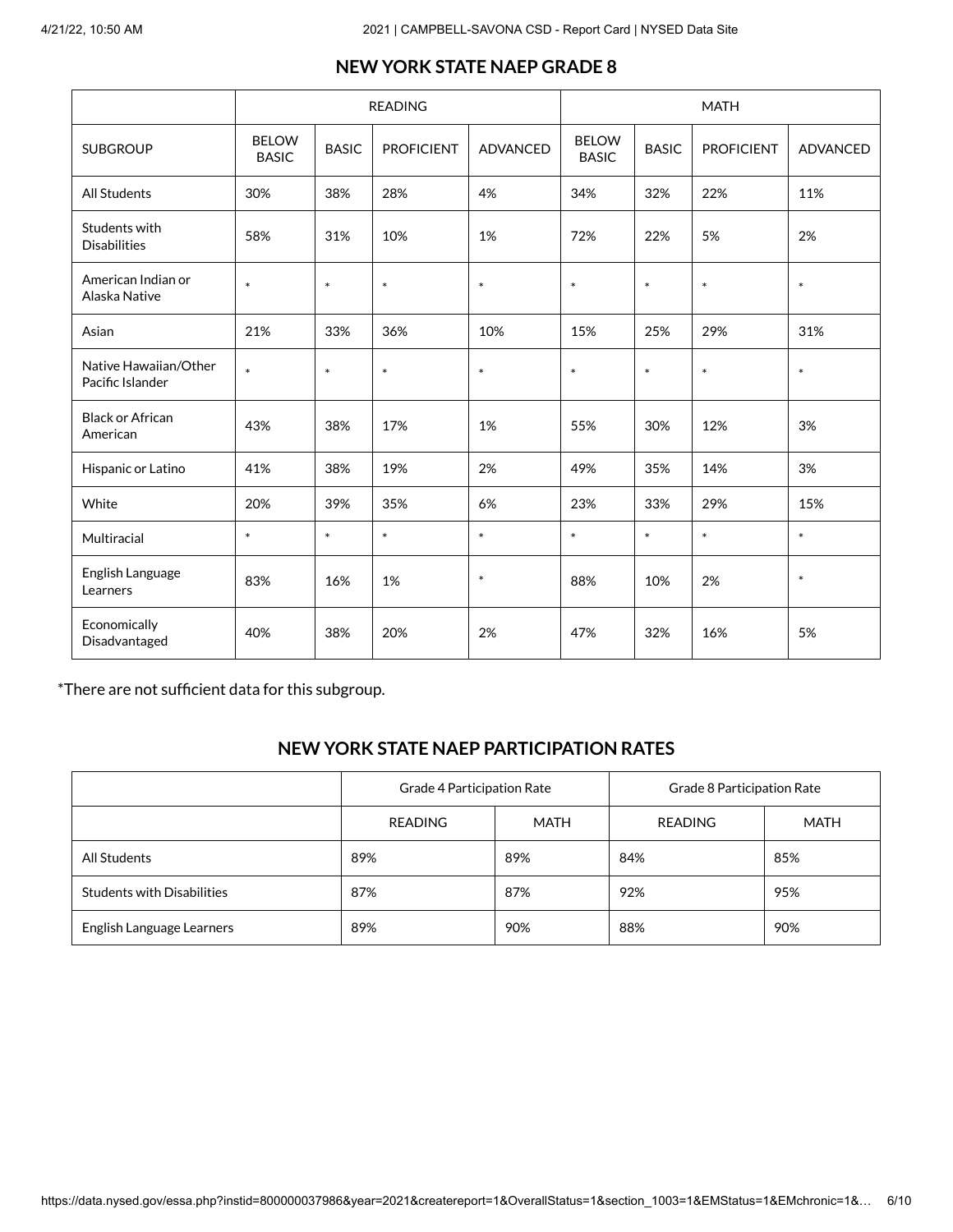## NEW YORK STATE NAEP GRADE 8

| | READING | | | | MATH | | | |
|---|---|---|---|---|---|---|---|---|
| SUBGROUP | BELOW BASIC | BASIC | PROFICIENT | ADVANCED | BELOW BASIC | BASIC | PROFICIENT | ADVANCED |
| All Students | 30% | 38% | 28% | 4% | 34% | 32% | 22% | 11% |
| Students with Disabilities | 58% | 31% | 10% | 1% | 72% | 22% | 5% | 2% |
| American Indian or Alaska Native | * | * | * | * | * | * | * | * |
| Asian | 21% | 33% | 36% | 10% | 15% | 25% | 29% | 31% |
| Native Hawaiian/Other Pacific Islander | * | * | * | * | * | * | * | * |
| Black or African American | 43% | 38% | 17% | 1% | 55% | 30% | 12% | 3% |
| Hispanic or Latino | 41% | 38% | 19% | 2% | 49% | 35% | 14% | 3% |
| White | 20% | 39% | 35% | 6% | 23% | 33% | 29% | 15% |
| Multiracial | * | * | * | * | * | * | * | * |
| English Language Learners | 83% | 16% | 1% | * | 88% | 10% | 2% | * |
| Economically Disadvantaged | 40% | 38% | 20% | 2% | 47% | 32% | 16% | 5% |

*There are not sufficient data for this subgroup.

## NEW YORK STATE NAEP PARTICIPATION RATES

| | Grade 4 Participation Rate | | Grade 8 Participation Rate | |
|---|---|---|---|---|
| | READING | MATH | READING | MATH |
| All Students | 89% | 89% | 84% | 85% |
| Students with Disabilities | 87% | 87% | 92% | 95% |
| English Language Learners | 89% | 90% | 88% | 90% |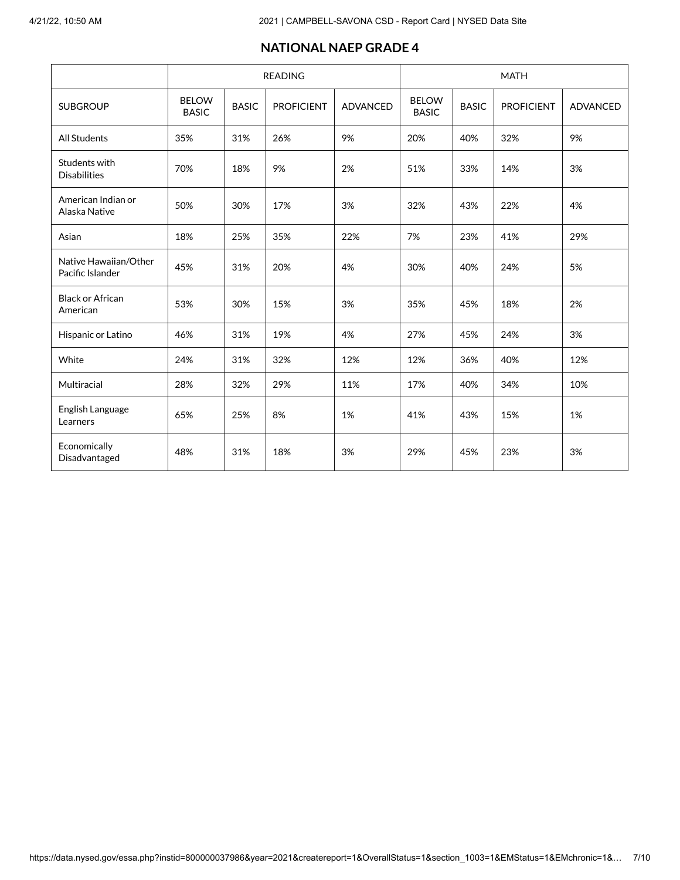## NATIONAL NAEP GRADE 4

| | READING | | | | MATH | | | |
|---|---|---|---|---|---|---|---|---|
| SUBGROUP | BELOW BASIC | BASIC | PROFICIENT | ADVANCED | BELOW BASIC | BASIC | PROFICIENT | ADVANCED |
| All Students | 35% | 31% | 26% | 9% | 20% | 40% | 32% | 9% |
| Students with Disabilities | 70% | 18% | 9% | 2% | 51% | 33% | 14% | 3% |
| American Indian or Alaska Native | 50% | 30% | 17% | 3% | 32% | 43% | 22% | 4% |
| Asian | 18% | 25% | 35% | 22% | 7% | 23% | 41% | 29% |
| Native Hawaiian/Other Pacific Islander | 45% | 31% | 20% | 4% | 30% | 40% | 24% | 5% |
| Black or African American | 53% | 30% | 15% | 3% | 35% | 45% | 18% | 2% |
| Hispanic or Latino | 46% | 31% | 19% | 4% | 27% | 45% | 24% | 3% |
| White | 24% | 31% | 32% | 12% | 12% | 36% | 40% | 12% |
| Multiracial | 28% | 32% | 29% | 11% | 17% | 40% | 34% | 10% |
| English Language Learners | 65% | 25% | 8% | 1% | 41% | 43% | 15% | 1% |
| Economically Disadvantaged | 48% | 31% | 18% | 3% | 29% | 45% | 23% | 3% |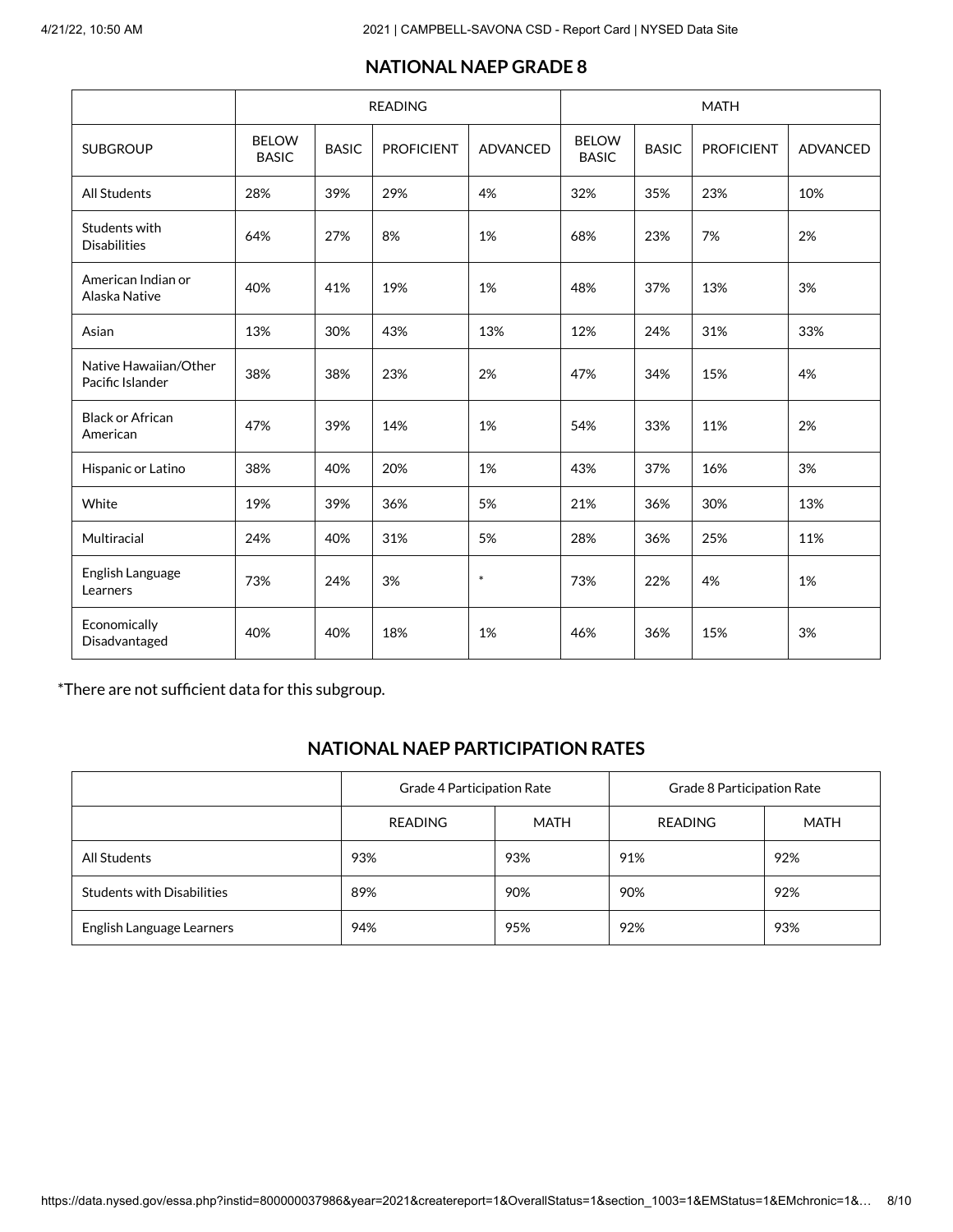## NATIONAL NAEP GRADE 8

| | READING | | | | MATH | | | |
|---|---|---|---|---|---|---|---|---|
| SUBGROUP | BELOW BASIC | BASIC | PROFICIENT | ADVANCED | BELOW BASIC | BASIC | PROFICIENT | ADVANCED |
| All Students | 28% | 39% | 29% | 4% | 32% | 35% | 23% | 10% |
| Students with Disabilities | 64% | 27% | 8% | 1% | 68% | 23% | 7% | 2% |
| American Indian or Alaska Native | 40% | 41% | 19% | 1% | 48% | 37% | 13% | 3% |
| Asian | 13% | 30% | 43% | 13% | 12% | 24% | 31% | 33% |
| Native Hawaiian/Other Pacific Islander | 38% | 38% | 23% | 2% | 47% | 34% | 15% | 4% |
| Black or African American | 47% | 39% | 14% | 1% | 54% | 33% | 11% | 2% |
| Hispanic or Latino | 38% | 40% | 20% | 1% | 43% | 37% | 16% | 3% |
| White | 19% | 39% | 36% | 5% | 21% | 36% | 30% | 13% |
| Multiracial | 24% | 40% | 31% | 5% | 28% | 36% | 25% | 11% |
| English Language Learners | 73% | 24% | 3% | * | 73% | 22% | 4% | 1% |
| Economically Disadvantaged | 40% | 40% | 18% | 1% | 46% | 36% | 15% | 3% |

*There are not sufficient data for this subgroup.

## NATIONAL NAEP PARTICIPATION RATES

| | Grade 4 Participation Rate | | Grade 8 Participation Rate | |
|---|---|---|---|---|
| | READING | MATH | READING | MATH |
| All Students | 93% | 93% | 91% | 92% |
| Students with Disabilities | 89% | 90% | 90% | 92% |
| English Language Learners | 94% | 95% | 92% | 93% |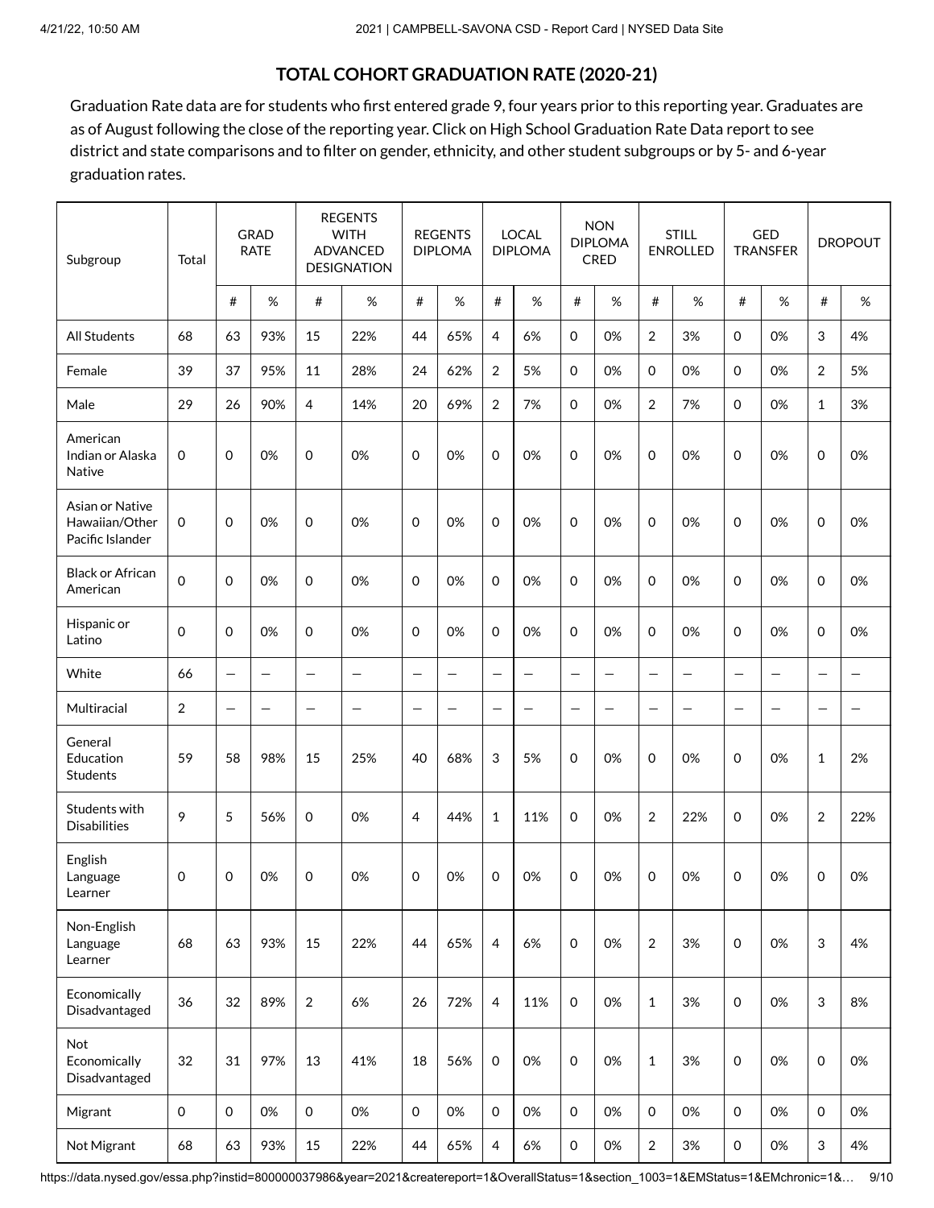## TOTAL COHORT GRADUATION RATE (2020-21)

Graduation Rate data are for students who first entered grade 9, four years prior to this reporting year. Graduates are as of August following the close of the reporting year. Click on High School Graduation Rate Data report to see district and state comparisons and to filter on gender, ethnicity, and other student subgroups or by 5- and 6-year graduation rates.

| Subgroup | Total | GRAD RATE | | REGENTS WITH ADVANCED DESIGNATION | | REGENTS DIPLOMA | | LOCAL DIPLOMA | | NON DIPLOMA CRED | | STILL ENROLLED | | GED TRANSFER | | DROPOUT | |
|---|---|---|---|---|---|---|---|---|---|---|---|---|---|---|---|---|---|
| | | # | % | # | % | # | % | # | % | # | % | # | % | # | % | # | % |
| All Students | 68 | 63 | 93% | 15 | 22% | 44 | 65% | 4 | 6% | 0 | 0% | 2 | 3% | 0 | 0% | 3 | 4% |
| Female | 39 | 37 | 95% | 11 | 28% | 24 | 62% | 2 | 5% | 0 | 0% | 0 | 0% | 0 | 0% | 2 | 5% |
| Male | 29 | 26 | 90% | 4 | 14% | 20 | 69% | 2 | 7% | 0 | 0% | 2 | 7% | 0 | 0% | 1 | 3% |
| American Indian or Alaska Native | 0 | 0 | 0% | 0 | 0% | 0 | 0% | 0 | 0% | 0 | 0% | 0 | 0% | 0 | 0% | 0 | 0% |
| Asian or Native Hawaiian/Other Pacific Islander | 0 | 0 | 0% | 0 | 0% | 0 | 0% | 0 | 0% | 0 | 0% | 0 | 0% | 0 | 0% | 0 | 0% |
| Black or African American | 0 | 0 | 0% | 0 | 0% | 0 | 0% | 0 | 0% | 0 | 0% | 0 | 0% | 0 | 0% | 0 | 0% |
| Hispanic or Latino | 0 | 0 | 0% | 0 | 0% | 0 | 0% | 0 | 0% | 0 | 0% | 0 | 0% | 0 | 0% | 0 | 0% |
| White | 66 | — | — | — | — | — | — | — | — | — | — | — | — | — | — | — | — |
| Multiracial | 2 | — | — | — | — | — | — | — | — | — | — | — | — | — | — | — | — |
| General Education Students | 59 | 58 | 98% | 15 | 25% | 40 | 68% | 3 | 5% | 0 | 0% | 0 | 0% | 0 | 0% | 1 | 2% |
| Students with Disabilities | 9 | 5 | 56% | 0 | 0% | 4 | 44% | 1 | 11% | 0 | 0% | 2 | 22% | 0 | 0% | 2 | 22% |
| English Language Learner | 0 | 0 | 0% | 0 | 0% | 0 | 0% | 0 | 0% | 0 | 0% | 0 | 0% | 0 | 0% | 0 | 0% |
| Non-English Language Learner | 68 | 63 | 93% | 15 | 22% | 44 | 65% | 4 | 6% | 0 | 0% | 2 | 3% | 0 | 0% | 3 | 4% |
| Economically Disadvantaged | 36 | 32 | 89% | 2 | 6% | 26 | 72% | 4 | 11% | 0 | 0% | 1 | 3% | 0 | 0% | 3 | 8% |
| Not Economically Disadvantaged | 32 | 31 | 97% | 13 | 41% | 18 | 56% | 0 | 0% | 0 | 0% | 1 | 3% | 0 | 0% | 0 | 0% |
| Migrant | 0 | 0 | 0% | 0 | 0% | 0 | 0% | 0 | 0% | 0 | 0% | 0 | 0% | 0 | 0% | 0 | 0% |
| Not Migrant | 68 | 63 | 93% | 15 | 22% | 44 | 65% | 4 | 6% | 0 | 0% | 2 | 3% | 0 | 0% | 3 | 4% |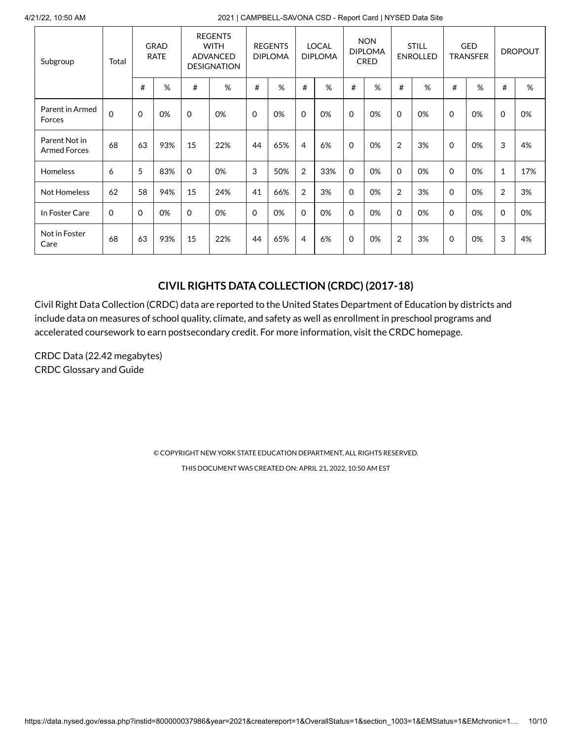| Subgroup | Total | GRAD RATE | | REGENTS WITH ADVANCED DESIGNATION | | REGENTS DIPLOMA | | LOCAL DIPLOMA | | NON DIPLOMA CRED | | STILL ENROLLED | | GED TRANSFER | | DROPOUT | |
|---|---|---|---|---|---|---|---|---|---|---|---|---|---|---|---|---|---|
| | | # | % | # | % | # | % | # | % | # | % | # | % | # | % | # | % |
| Parent in Armed Forces | 0 | 0 | 0% | 0 | 0% | 0 | 0% | 0 | 0% | 0 | 0% | 0 | 0% | 0 | 0% | 0 | 0% |
| Parent Not in Armed Forces | 68 | 63 | 93% | 15 | 22% | 44 | 65% | 4 | 6% | 0 | 0% | 2 | 3% | 0 | 0% | 3 | 4% |
| Homeless | 6 | 5 | 83% | 0 | 0% | 3 | 50% | 2 | 33% | 0 | 0% | 0 | 0% | 0 | 0% | 1 | 17% |
| Not Homeless | 62 | 58 | 94% | 15 | 24% | 41 | 66% | 2 | 3% | 0 | 0% | 2 | 3% | 0 | 0% | 2 | 3% |
| In Foster Care | 0 | 0 | 0% | 0 | 0% | 0 | 0% | 0 | 0% | 0 | 0% | 0 | 0% | 0 | 0% | 0 | 0% |
| Not in Foster Care | 68 | 63 | 93% | 15 | 22% | 44 | 65% | 4 | 6% | 0 | 0% | 2 | 3% | 0 | 0% | 3 | 4% |

## CIVIL RIGHTS DATA COLLECTION (CRDC) (2017-18)

Civil Right Data Collection (CRDC) data are reported to the United States Department of Education by districts and include data on measures of school quality, climate, and safety as well as enrollment in preschool programs and accelerated coursework to earn postsecondary credit. For more information, visit the CRDC homepage.

CRDC Data (22.42 megabytes)
CRDC Glossary and Guide

© COPYRIGHT NEW YORK STATE EDUCATION DEPARTMENT, ALL RIGHTS RESERVED.

THIS DOCUMENT WAS CREATED ON: APRIL 21, 2022, 10:50 AM EST